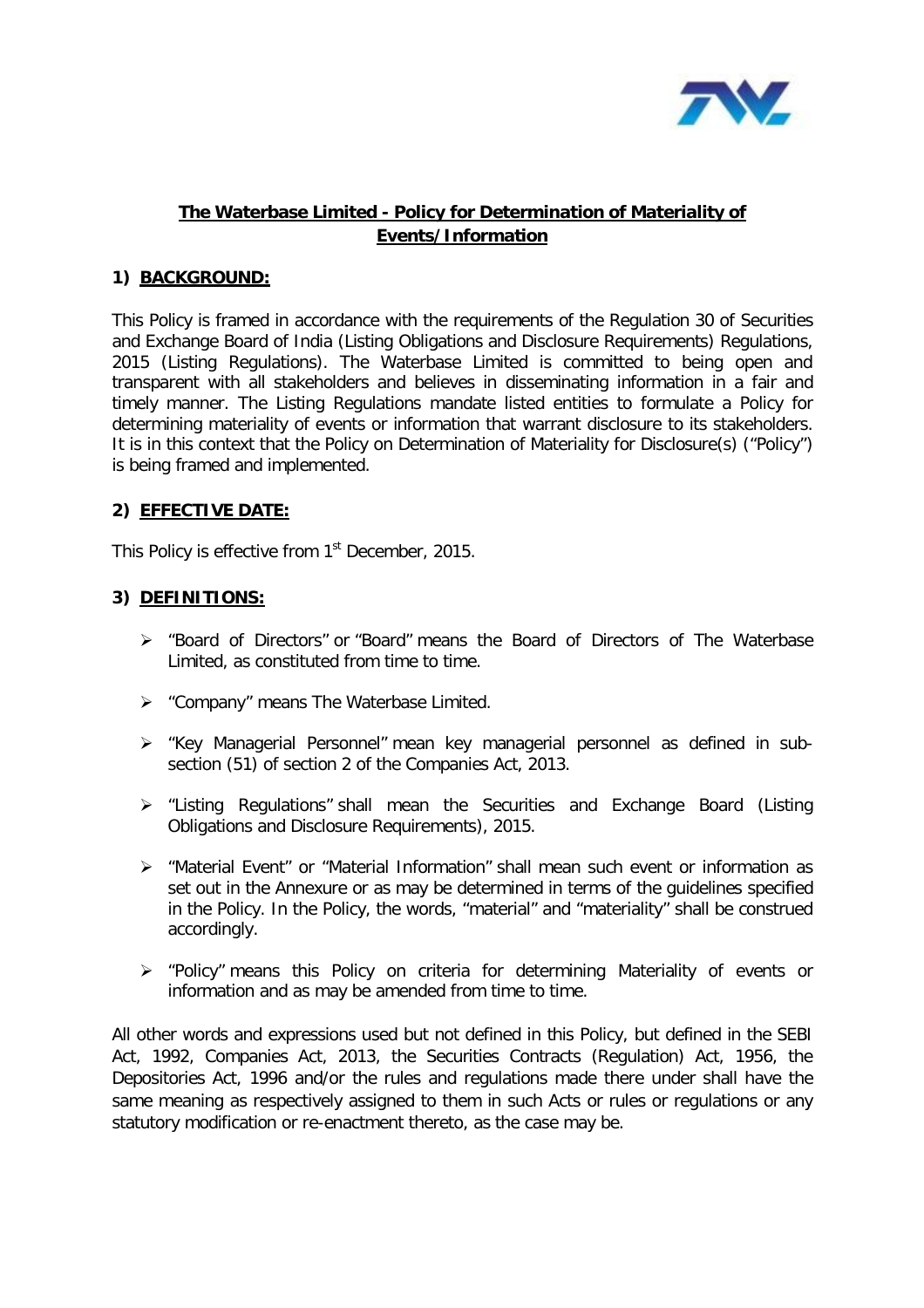# The Waterbase Limited - Policy for Determination of Materiality of Events/Information

## 1) BACKGROUND:

This Policy is framed in accordance with the requirements of the Regulation 30 of Securities and Exchange Board of India (Listing Obligations and Disclosure Requirements) Regulations, 2015 (Listing Regulations). The Waterbase Limited is committed to being open and transparent with all stakeholders and believes in disseminating information in a fair and timely manner. The Listing Regulations mandate listed entities to formulate a Policy for determining materiality of events or information that warrant disclosure to its stakeholders. It is in this context that the Policy on Determination of Materiality for Disclosure(s) ("Policy") is being framed and implemented.

## 2) EFFECTIVE DATE:

This Policy is effective from 1st December, 2015.

## 3) DEFINITIONS:

- "Board of Directors" or "Board" means the Board of Directors of The Waterbase Limited, as constituted from time to time.
- "Company" means The Waterbase Limited.
- "Key Managerial Personnel" mean key managerial personnel as defined in sub-section (51) of section 2 of the Companies Act, 2013.
- "Listing Regulations" shall mean the Securities and Exchange Board (Listing Obligations and Disclosure Requirements), 2015.
- "Material Event" or "Material Information" shall mean such event or information as set out in the Annexure or as may be determined in terms of the guidelines specified in the Policy. In the Policy, the words, "material" and "materiality" shall be construed accordingly.
- "Policy" means this Policy on criteria for determining Materiality of events or information and as may be amended from time to time.

All other words and expressions used but not defined in this Policy, but defined in the SEBI Act, 1992, Companies Act, 2013, the Securities Contracts (Regulation) Act, 1956, the Depositories Act, 1996 and/or the rules and regulations made there under shall have the same meaning as respectively assigned to them in such Acts or rules or regulations or any statutory modification or re-enactment thereto, as the case may be.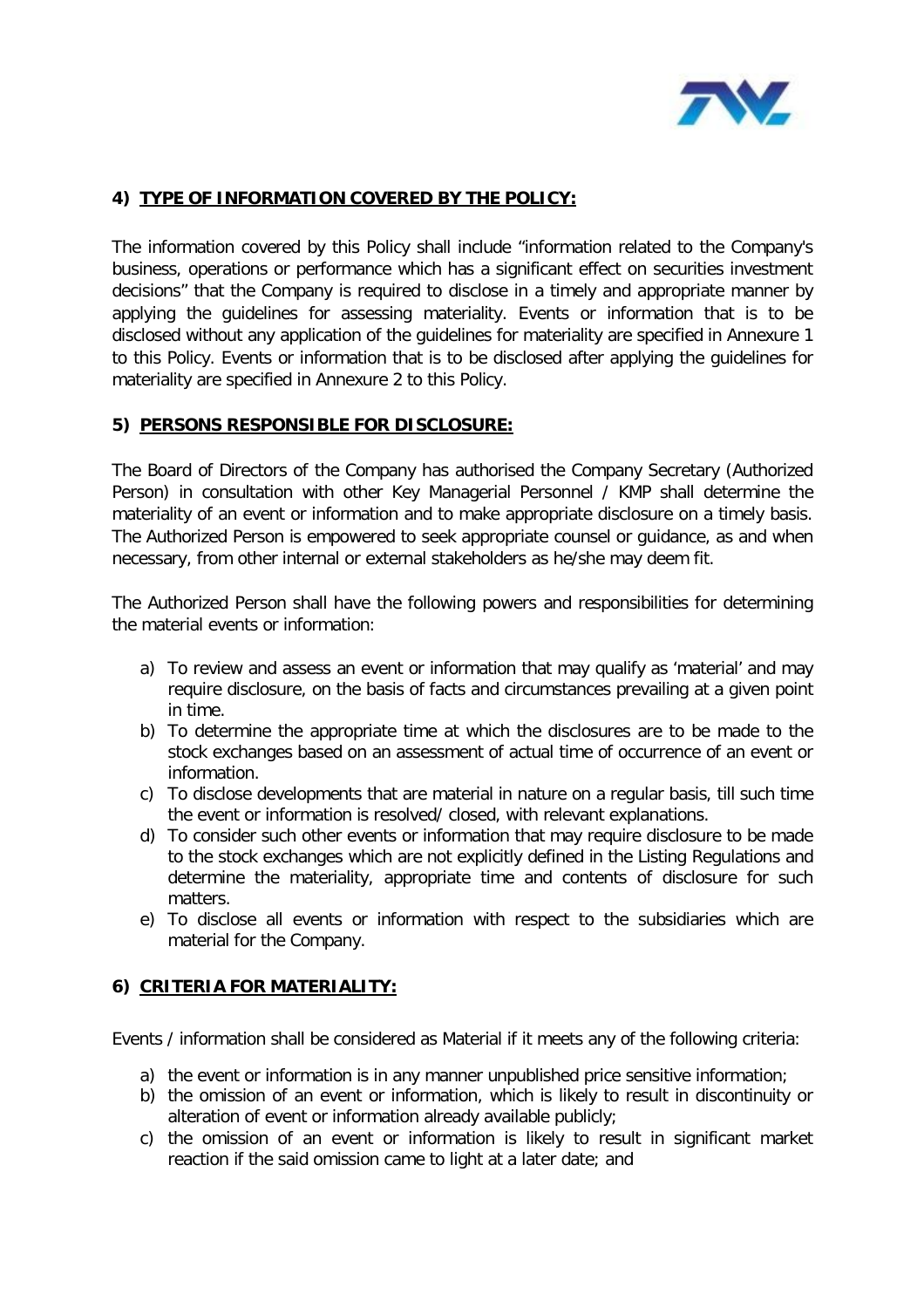## 4) TYPE OF INFORMATION COVERED BY THE POLICY:

The information covered by this Policy shall include "information related to the Company's business, operations or performance which has a significant effect on securities investment decisions" that the Company is required to disclose in a timely and appropriate manner by applying the guidelines for assessing materiality. Events or information that is to be disclosed without any application of the guidelines for materiality are specified in Annexure 1 to this Policy. Events or information that is to be disclosed after applying the guidelines for materiality are specified in Annexure 2 to this Policy.

## 5) PERSONS RESPONSIBLE FOR DISCLOSURE:

The Board of Directors of the Company has authorised the Company Secretary (Authorized Person) in consultation with other Key Managerial Personnel / KMP shall determine the materiality of an event or information and to make appropriate disclosure on a timely basis. The Authorized Person is empowered to seek appropriate counsel or guidance, as and when necessary, from other internal or external stakeholders as he/she may deem fit.

The Authorized Person shall have the following powers and responsibilities for determining the material events or information:

a) To review and assess an event or information that may qualify as 'material' and may require disclosure, on the basis of facts and circumstances prevailing at a given point in time.
b) To determine the appropriate time at which the disclosures are to be made to the stock exchanges based on an assessment of actual time of occurrence of an event or information.
c) To disclose developments that are material in nature on a regular basis, till such time the event or information is resolved/ closed, with relevant explanations.
d) To consider such other events or information that may require disclosure to be made to the stock exchanges which are not explicitly defined in the Listing Regulations and determine the materiality, appropriate time and contents of disclosure for such matters.
e) To disclose all events or information with respect to the subsidiaries which are material for the Company.

## 6) CRITERIA FOR MATERIALITY:

Events / information shall be considered as Material if it meets any of the following criteria:

a) the event or information is in any manner unpublished price sensitive information;
b) the omission of an event or information, which is likely to result in discontinuity or alteration of event or information already available publicly;
c) the omission of an event or information is likely to result in significant market reaction if the said omission came to light at a later date; and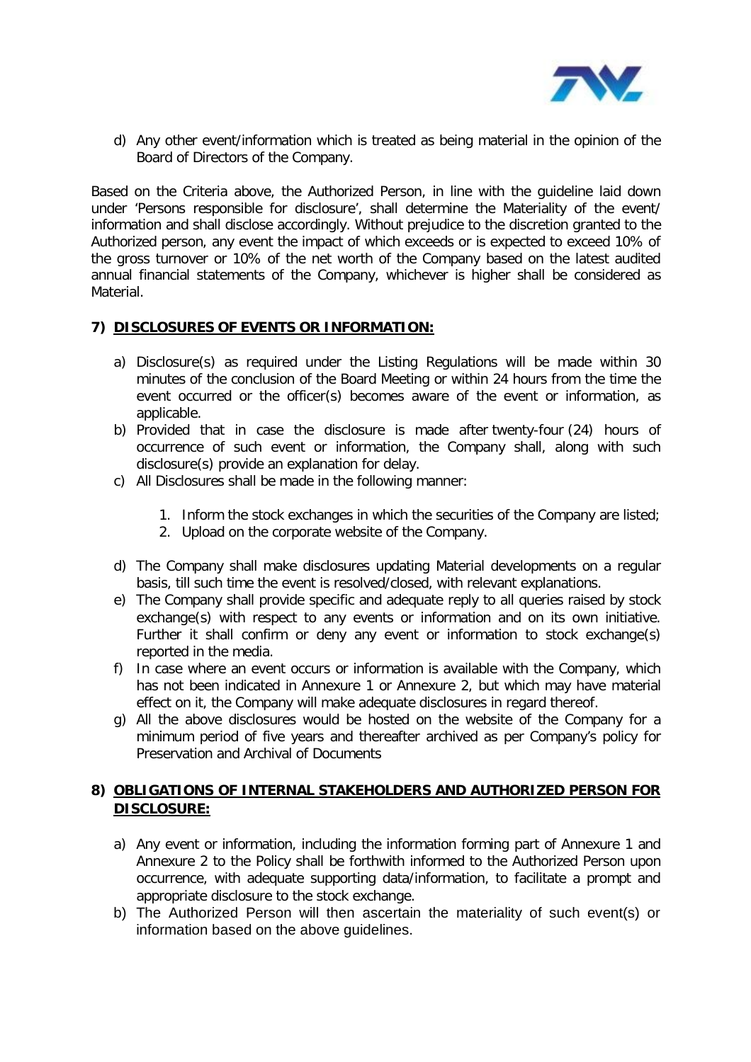d) Any other event/information which is treated as being material in the opinion of the Board of Directors of the Company.

Based on the Criteria above, the Authorized Person, in line with the guideline laid down under 'Persons responsible for disclosure', shall determine the Materiality of the event/ information and shall disclose accordingly. Without prejudice to the discretion granted to the Authorized person, any event the impact of which exceeds or is expected to exceed 10% of the gross turnover or 10% of the net worth of the Company based on the latest audited annual financial statements of the Company, whichever is higher shall be considered as Material.

## 7) DISCLOSURES OF EVENTS OR INFORMATION:

a) Disclosure(s) as required under the Listing Regulations will be made within 30 minutes of the conclusion of the Board Meeting or within 24 hours from the time the event occurred or the officer(s) becomes aware of the event or information, as applicable.

b) Provided that in case the disclosure is made after twenty-four (24) hours of occurrence of such event or information, the Company shall, along with such disclosure(s) provide an explanation for delay.

c) All Disclosures shall be made in the following manner:

   1. Inform the stock exchanges in which the securities of the Company are listed;
   2. Upload on the corporate website of the Company.

d) The Company shall make disclosures updating Material developments on a regular basis, till such time the event is resolved/closed, with relevant explanations.

e) The Company shall provide specific and adequate reply to all queries raised by stock exchange(s) with respect to any events or information and on its own initiative. Further it shall confirm or deny any event or information to stock exchange(s) reported in the media.

f) In case where an event occurs or information is available with the Company, which has not been indicated in Annexure 1 or Annexure 2, but which may have material effect on it, the Company will make adequate disclosures in regard thereof.

g) All the above disclosures would be hosted on the website of the Company for a minimum period of five years and thereafter archived as per Company's policy for Preservation and Archival of Documents

## 8) OBLIGATIONS OF INTERNAL STAKEHOLDERS AND AUTHORIZED PERSON FOR DISCLOSURE:

a) Any event or information, including the information forming part of Annexure 1 and Annexure 2 to the Policy shall be forthwith informed to the Authorized Person upon occurrence, with adequate supporting data/information, to facilitate a prompt and appropriate disclosure to the stock exchange.

b) The Authorized Person will then ascertain the materiality of such event(s) or information based on the above guidelines.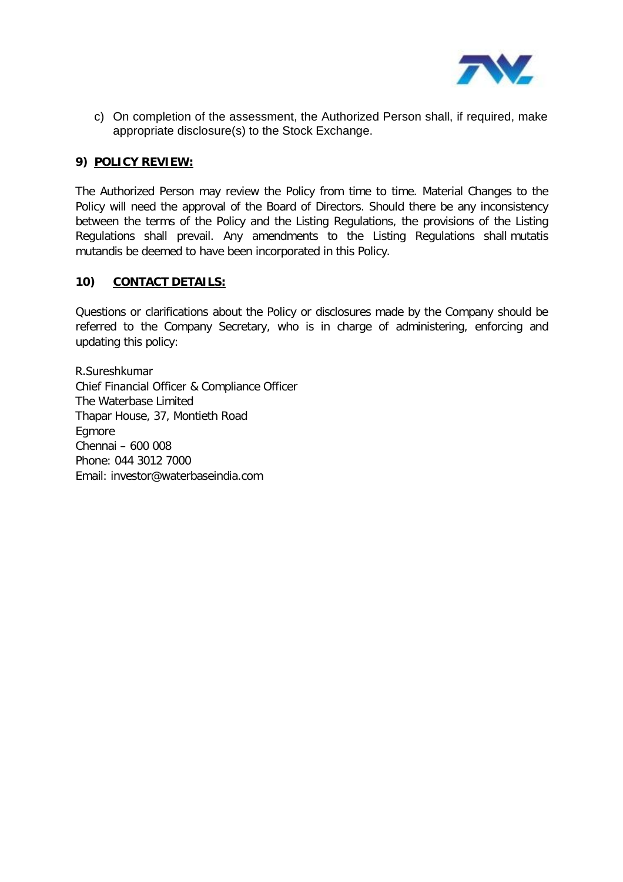c) On completion of the assessment, the Authorized Person shall, if required, make appropriate disclosure(s) to the Stock Exchange.

## 9) POLICY REVIEW:

The Authorized Person may review the Policy from time to time. Material Changes to the Policy will need the approval of the Board of Directors. Should there be any inconsistency between the terms of the Policy and the Listing Regulations, the provisions of the Listing Regulations shall prevail. Any amendments to the Listing Regulations shall mutatis mutandis be deemed to have been incorporated in this Policy.

## 10) CONTACT DETAILS:

Questions or clarifications about the Policy or disclosures made by the Company should be referred to the Company Secretary, who is in charge of administering, enforcing and updating this policy:

R.Sureshkumar
Chief Financial Officer & Compliance Officer
The Waterbase Limited
Thapar House, 37, Montieth Road
Egmore
Chennai – 600 008
Phone: 044 3012 7000
Email: investor@waterbaseindia.com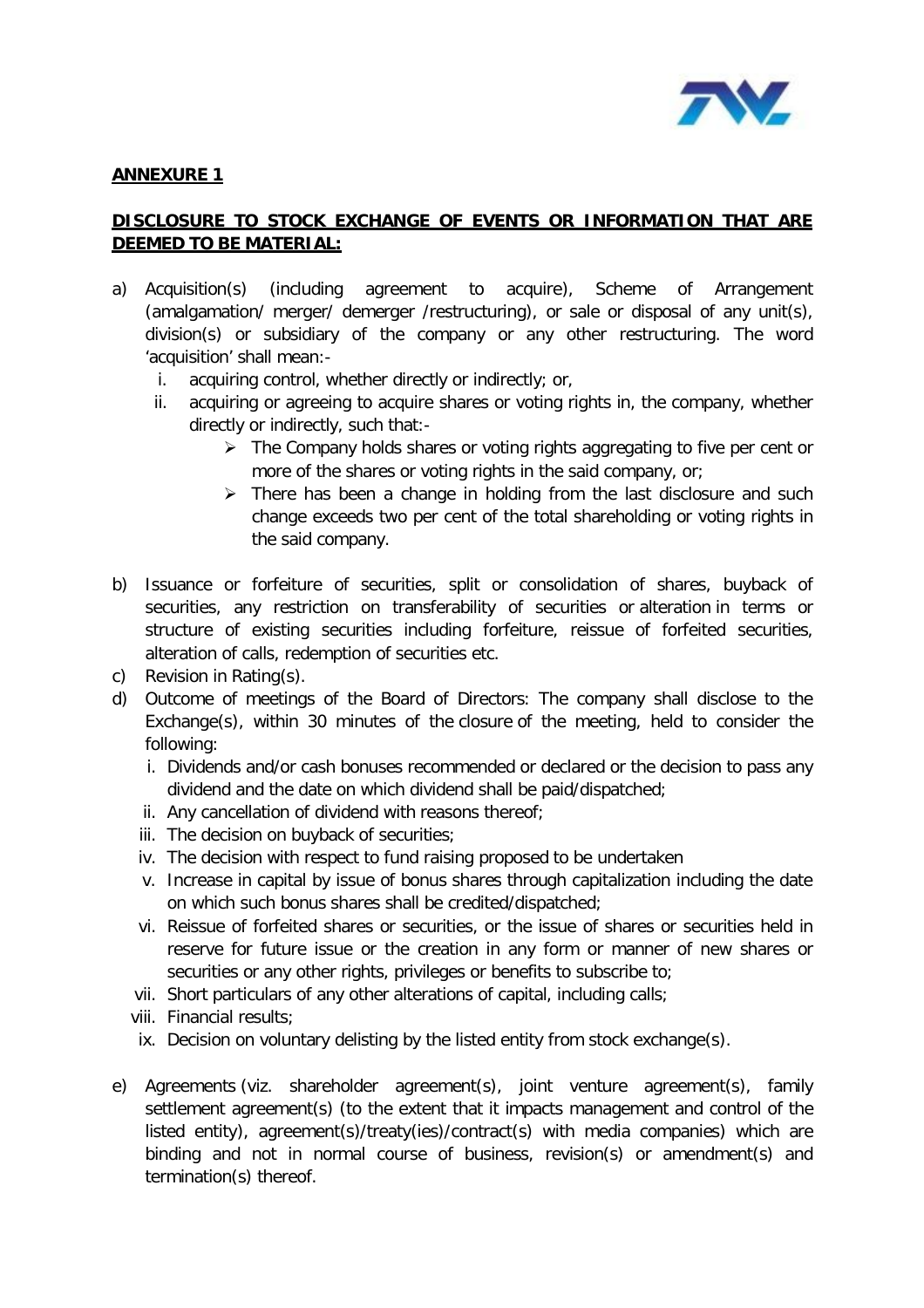**ANNEXURE 1**

**DISCLOSURE TO STOCK EXCHANGE OF EVENTS OR INFORMATION THAT ARE DEEMED TO BE MATERIAL:**

a) Acquisition(s) (including agreement to acquire), Scheme of Arrangement (amalgamation/ merger/ demerger /restructuring), or sale or disposal of any unit(s), division(s) or subsidiary of the company or any other restructuring. The word 'acquisition' shall mean:-
   i. acquiring control, whether directly or indirectly; or,
   ii. acquiring or agreeing to acquire shares or voting rights in, the company, whether directly or indirectly, such that:-
      - The Company holds shares or voting rights aggregating to five per cent or more of the shares or voting rights in the said company, or;
      - There has been a change in holding from the last disclosure and such change exceeds two per cent of the total shareholding or voting rights in the said company.

b) Issuance or forfeiture of securities, split or consolidation of shares, buyback of securities, any restriction on transferability of securities or alteration in terms or structure of existing securities including forfeiture, reissue of forfeited securities, alteration of calls, redemption of securities etc.

c) Revision in Rating(s).

d) Outcome of meetings of the Board of Directors: The company shall disclose to the Exchange(s), within 30 minutes of the closure of the meeting, held to consider the following:
   i. Dividends and/or cash bonuses recommended or declared or the decision to pass any dividend and the date on which dividend shall be paid/dispatched;
   ii. Any cancellation of dividend with reasons thereof;
   iii. The decision on buyback of securities;
   iv. The decision with respect to fund raising proposed to be undertaken
   v. Increase in capital by issue of bonus shares through capitalization including the date on which such bonus shares shall be credited/dispatched;
   vi. Reissue of forfeited shares or securities, or the issue of shares or securities held in reserve for future issue or the creation in any form or manner of new shares or securities or any other rights, privileges or benefits to subscribe to;
   vii. Short particulars of any other alterations of capital, including calls;
   viii. Financial results;
   ix. Decision on voluntary delisting by the listed entity from stock exchange(s).

e) Agreements (viz. shareholder agreement(s), joint venture agreement(s), family settlement agreement(s) (to the extent that it impacts management and control of the listed entity), agreement(s)/treaty(ies)/contract(s) with media companies) which are binding and not in normal course of business, revision(s) or amendment(s) and termination(s) thereof.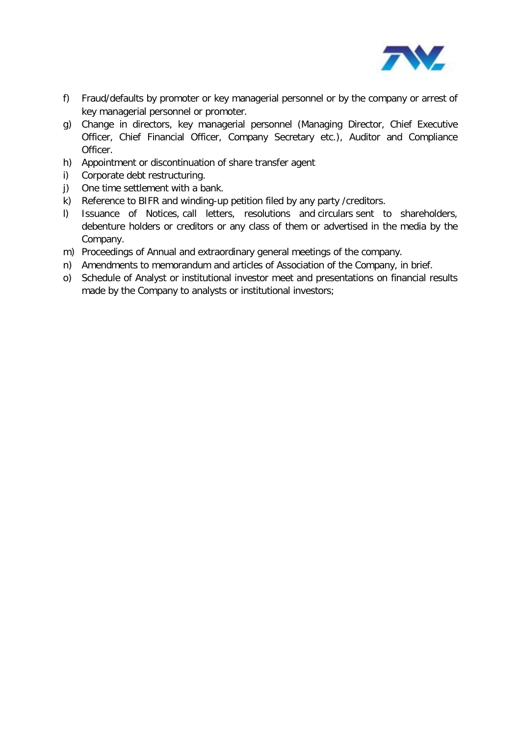f) Fraud/defaults by promoter or key managerial personnel or by the company or arrest of key managerial personnel or promoter.
g) Change in directors, key managerial personnel (Managing Director, Chief Executive Officer, Chief Financial Officer, Company Secretary etc.), Auditor and Compliance Officer.
h) Appointment or discontinuation of share transfer agent
i) Corporate debt restructuring.
j) One time settlement with a bank.
k) Reference to BIFR and winding-up petition filed by any party /creditors.
l) Issuance of Notices, call letters, resolutions and circulars sent to shareholders, debenture holders or creditors or any class of them or advertised in the media by the Company.
m) Proceedings of Annual and extraordinary general meetings of the company.
n) Amendments to memorandum and articles of Association of the Company, in brief.
o) Schedule of Analyst or institutional investor meet and presentations on financial results made by the Company to analysts or institutional investors;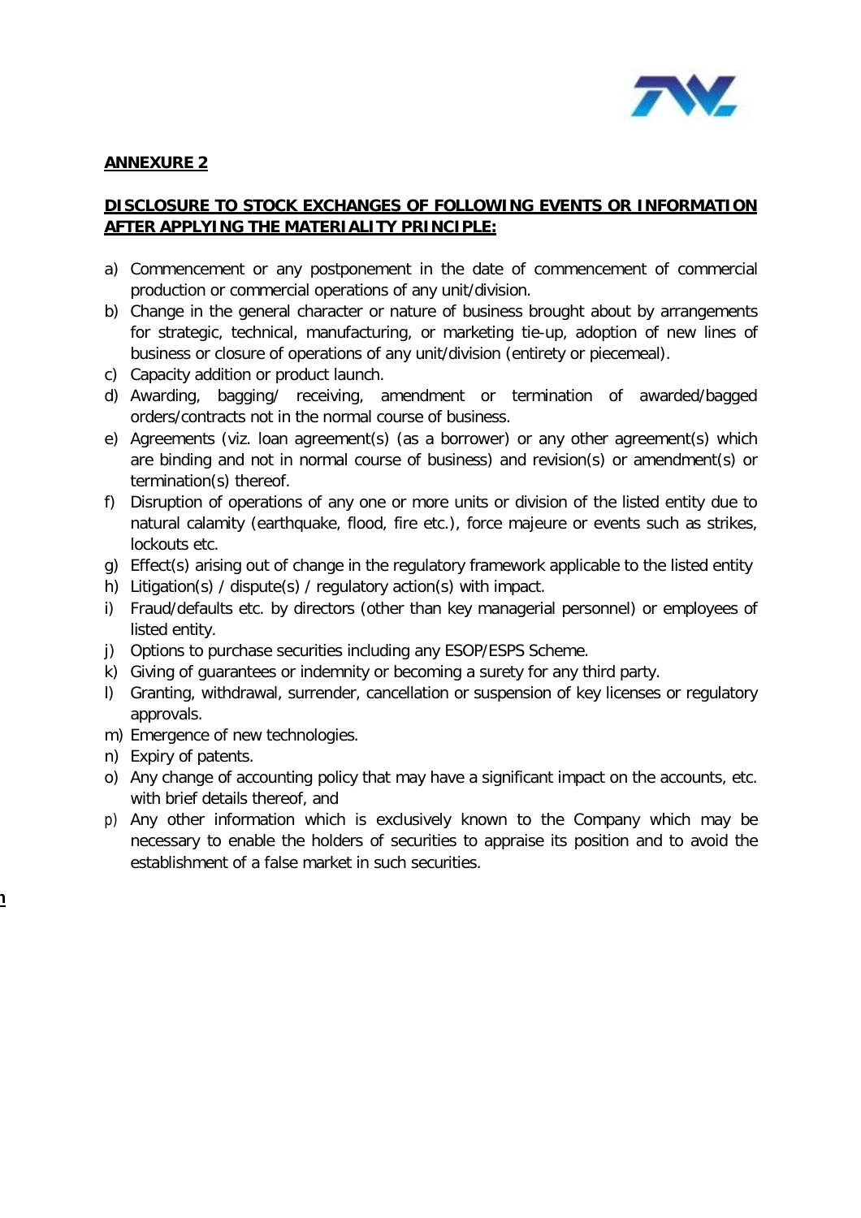**ANNEXURE 2**

**DISCLOSURE TO STOCK EXCHANGES OF FOLLOWING EVENTS OR INFORMATION AFTER APPLYING THE MATERIALITY PRINCIPLE:**

a) Commencement or any postponement in the date of commencement of commercial production or commercial operations of any unit/division.
b) Change in the general character or nature of business brought about by arrangements for strategic, technical, manufacturing, or marketing tie-up, adoption of new lines of business or closure of operations of any unit/division (entirety or piecemeal).
c) Capacity addition or product launch.
d) Awarding, bagging/ receiving, amendment or termination of awarded/bagged orders/contracts not in the normal course of business.
e) Agreements (viz. loan agreement(s) (as a borrower) or any other agreement(s) which are binding and not in normal course of business) and revision(s) or amendment(s) or termination(s) thereof.
f) Disruption of operations of any one or more units or division of the listed entity due to natural calamity (earthquake, flood, fire etc.), force majeure or events such as strikes, lockouts etc.
g) Effect(s) arising out of change in the regulatory framework applicable to the listed entity
h) Litigation(s) / dispute(s) / regulatory action(s) with impact.
i) Fraud/defaults etc. by directors (other than key managerial personnel) or employees of listed entity.
j) Options to purchase securities including any ESOP/ESPS Scheme.
k) Giving of guarantees or indemnity or becoming a surety for any third party.
l) Granting, withdrawal, surrender, cancellation or suspension of key licenses or regulatory approvals.
m) Emergence of new technologies.
n) Expiry of patents.
o) Any change of accounting policy that may have a significant impact on the accounts, etc. with brief details thereof, and
p) Any other information which is exclusively known to the Company which may be necessary to enable the holders of securities to appraise its position and to avoid the establishment of a false market in such securities.